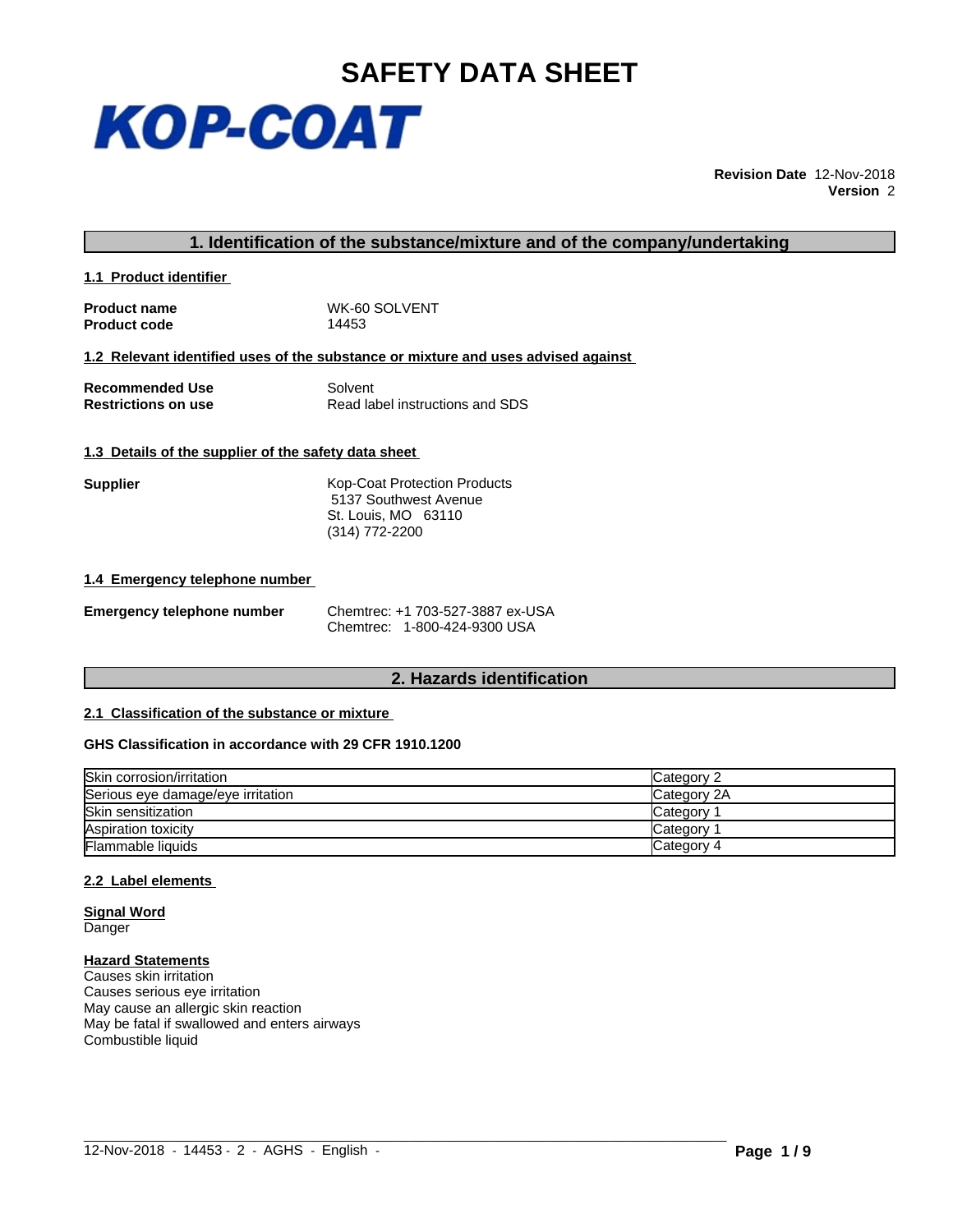# SAFETY DATA SHEET

KOP-COAT

**Revision Date** 12-Nov-2018
**Version** 2

## 1. Identification of the substance/mixture and of the company/undertaking

### 1.1 Product identifier

**Product name** WK-60 SOLVENT
**Product code** 14453

### 1.2 Relevant identified uses of the substance or mixture and uses advised against

**Recommended Use** Solvent
**Restrictions on use** Read label instructions and SDS

### 1.3 Details of the supplier of the safety data sheet

**Supplier** Kop-Coat Protection Products
5137 Southwest Avenue
St. Louis, MO 63110
(314) 772-2200

### 1.4 Emergency telephone number

**Emergency telephone number** Chemtrec: +1 703-527-3887 ex-USA
Chemtrec: 1-800-424-9300 USA

## 2. Hazards identification

### 2.1 Classification of the substance or mixture

**GHS Classification in accordance with 29 CFR 1910.1200**

| | |
|---|---|
| Skin corrosion/irritation | Category 2 |
| Serious eye damage/eye irritation | Category 2A |
| Skin sensitization | Category 1 |
| Aspiration toxicity | Category 1 |
| Flammable liquids | Category 4 |

### 2.2 Label elements

**Signal Word**
Danger

**Hazard Statements**
Causes skin irritation
Causes serious eye irritation
May cause an allergic skin reaction
May be fatal if swallowed and enters airways
Combustible liquid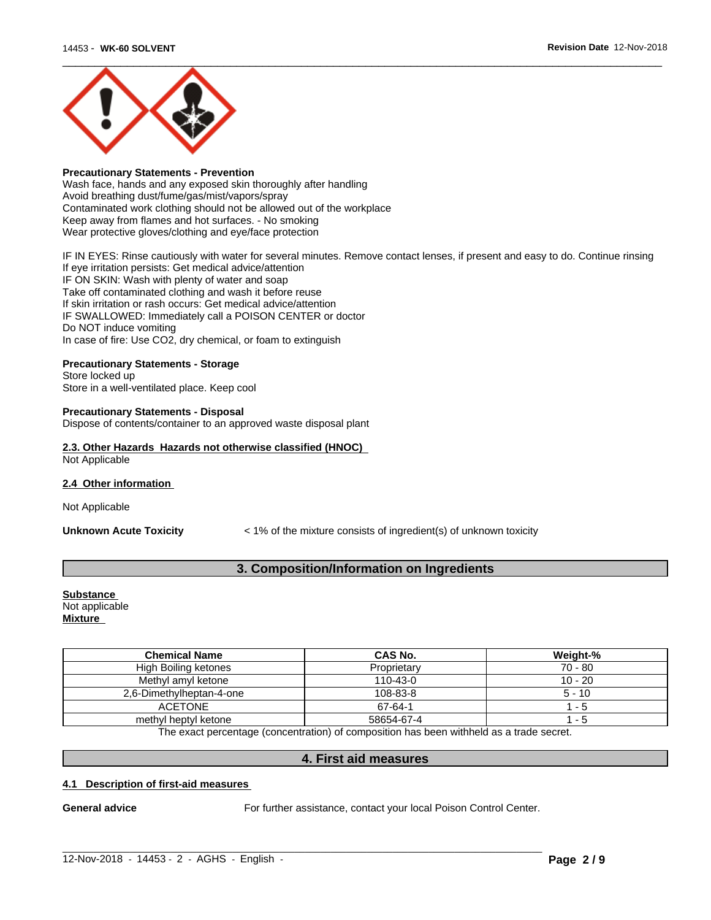**Precautionary Statements - Prevention**
Wash face, hands and any exposed skin thoroughly after handling
Avoid breathing dust/fume/gas/mist/vapors/spray
Contaminated work clothing should not be allowed out of the workplace
Keep away from flames and hot surfaces. - No smoking
Wear protective gloves/clothing and eye/face protection

IF IN EYES: Rinse cautiously with water for several minutes. Remove contact lenses, if present and easy to do. Continue rinsing
If eye irritation persists: Get medical advice/attention
IF ON SKIN: Wash with plenty of water and soap
Take off contaminated clothing and wash it before reuse
If skin irritation or rash occurs: Get medical advice/attention
IF SWALLOWED: Immediately call a POISON CENTER or doctor
Do NOT induce vomiting
In case of fire: Use CO2, dry chemical, or foam to extinguish

**Precautionary Statements - Storage**
Store locked up
Store in a well-ventilated place. Keep cool

**Precautionary Statements - Disposal**
Dispose of contents/container to an approved waste disposal plant

**2.3. Other Hazards Hazards not otherwise classified (HNOC)**
Not Applicable

**2.4 Other information**

Not Applicable

**Unknown Acute Toxicity** < 1% of the mixture consists of ingredient(s) of unknown toxicity

## 3. Composition/Information on Ingredients

**Substance**
Not applicable
**Mixture**

| Chemical Name | CAS No. | Weight-% |
|---|---|---|
| High Boiling ketones | Proprietary | 70 - 80 |
| Methyl amyl ketone | 110-43-0 | 10 - 20 |
| 2,6-Dimethylheptan-4-one | 108-83-8 | 5 - 10 |
| ACETONE | 67-64-1 | 1 - 5 |
| methyl heptyl ketone | 58654-67-4 | 1 - 5 |

The exact percentage (concentration) of composition has been withheld as a trade secret.

## 4. First aid measures

**4.1 Description of first-aid measures**

**General advice** For further assistance, contact your local Poison Control Center.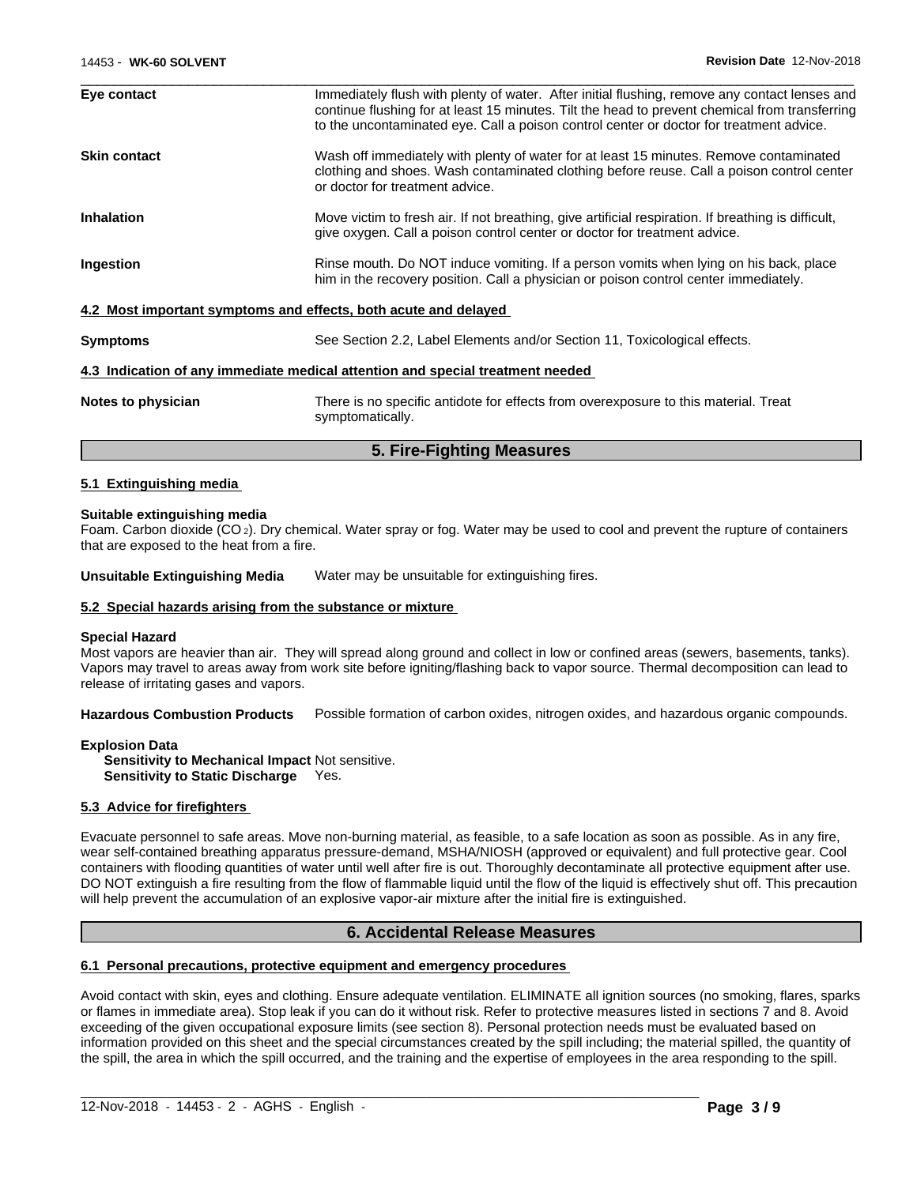**Eye contact** Immediately flush with plenty of water. After initial flushing, remove any contact lenses and continue flushing for at least 15 minutes. Tilt the head to prevent chemical from transferring to the uncontaminated eye. Call a poison control center or doctor for treatment advice.

**Skin contact** Wash off immediately with plenty of water for at least 15 minutes. Remove contaminated clothing and shoes. Wash contaminated clothing before reuse. Call a poison control center or doctor for treatment advice.

**Inhalation** Move victim to fresh air. If not breathing, give artificial respiration. If breathing is difficult, give oxygen. Call a poison control center or doctor for treatment advice.

**Ingestion** Rinse mouth. Do NOT induce vomiting. If a person vomits when lying on his back, place him in the recovery position. Call a physician or poison control center immediately.

### 4.2 Most important symptoms and effects, both acute and delayed

**Symptoms** See Section 2.2, Label Elements and/or Section 11, Toxicological effects.

### 4.3 Indication of any immediate medical attention and special treatment needed

**Notes to physician** There is no specific antidote for effects from overexposure to this material. Treat symptomatically.

## 5. Fire-Fighting Measures

### 5.1 Extinguishing media

**Suitable extinguishing media**
Foam. Carbon dioxide ($CO_2$). Dry chemical. Water spray or fog. Water may be used to cool and prevent the rupture of containers that are exposed to the heat from a fire.

**Unsuitable Extinguishing Media** Water may be unsuitable for extinguishing fires.

### 5.2 Special hazards arising from the substance or mixture

**Special Hazard**
Most vapors are heavier than air. They will spread along ground and collect in low or confined areas (sewers, basements, tanks). Vapors may travel to areas away from work site before igniting/flashing back to vapor source. Thermal decomposition can lead to release of irritating gases and vapors.

**Hazardous Combustion Products** Possible formation of carbon oxides, nitrogen oxides, and hazardous organic compounds.

**Explosion Data**
**Sensitivity to Mechanical Impact** Not sensitive.
**Sensitivity to Static Discharge** Yes.

### 5.3 Advice for firefighters

Evacuate personnel to safe areas. Move non-burning material, as feasible, to a safe location as soon as possible. As in any fire, wear self-contained breathing apparatus pressure-demand, MSHA/NIOSH (approved or equivalent) and full protective gear. Cool containers with flooding quantities of water until well after fire is out. Thoroughly decontaminate all protective equipment after use. DO NOT extinguish a fire resulting from the flow of flammable liquid until the flow of the liquid is effectively shut off. This precaution will help prevent the accumulation of an explosive vapor-air mixture after the initial fire is extinguished.

## 6. Accidental Release Measures

### 6.1 Personal precautions, protective equipment and emergency procedures

Avoid contact with skin, eyes and clothing. Ensure adequate ventilation. ELIMINATE all ignition sources (no smoking, flares, sparks or flames in immediate area). Stop leak if you can do it without risk. Refer to protective measures listed in sections 7 and 8. Avoid exceeding of the given occupational exposure limits (see section 8). Personal protection needs must be evaluated based on information provided on this sheet and the special circumstances created by the spill including; the material spilled, the quantity of the spill, the area in which the spill occurred, and the training and the expertise of employees in the area responding to the spill.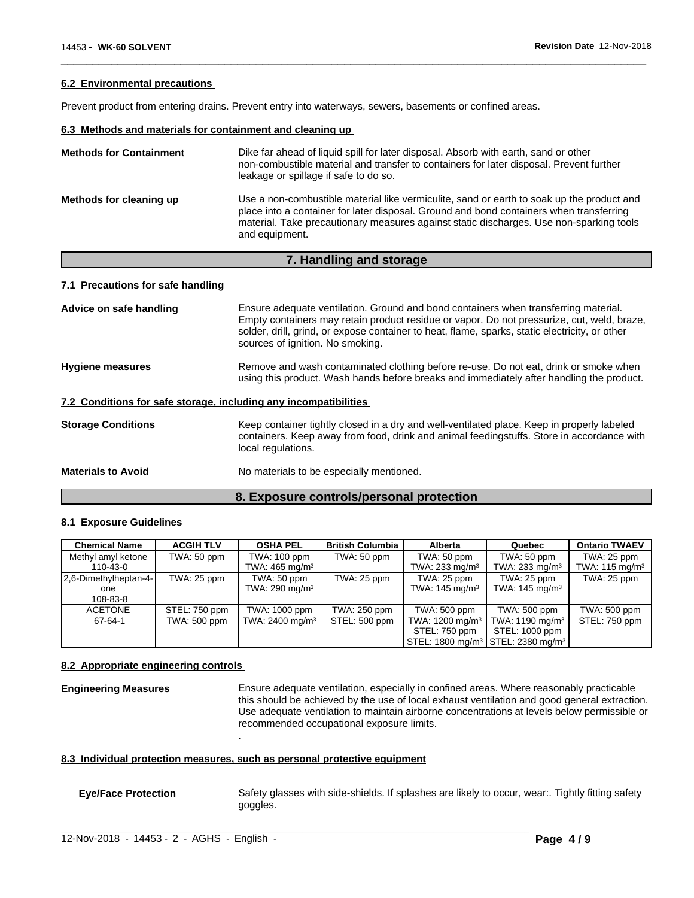### 6.2 Environmental precautions

Prevent product from entering drains. Prevent entry into waterways, sewers, basements or confined areas.

### 6.3 Methods and materials for containment and cleaning up

**Methods for Containment** — Dike far ahead of liquid spill for later disposal. Absorb with earth, sand or other non-combustible material and transfer to containers for later disposal. Prevent further leakage or spillage if safe to do so.

**Methods for cleaning up** — Use a non-combustible material like vermiculite, sand or earth to soak up the product and place into a container for later disposal. Ground and bond containers when transferring material. Take precautionary measures against static discharges. Use non-sparking tools and equipment.

## 7. Handling and storage

### 7.1 Precautions for safe handling

**Advice on safe handling** — Ensure adequate ventilation. Ground and bond containers when transferring material. Empty containers may retain product residue or vapor. Do not pressurize, cut, weld, braze, solder, drill, grind, or expose container to heat, flame, sparks, static electricity, or other sources of ignition. No smoking.

**Hygiene measures** — Remove and wash contaminated clothing before re-use. Do not eat, drink or smoke when using this product. Wash hands before breaks and immediately after handling the product.

### 7.2 Conditions for safe storage, including any incompatibilities

**Storage Conditions** — Keep container tightly closed in a dry and well-ventilated place. Keep in properly labeled containers. Keep away from food, drink and animal feedingstuffs. Store in accordance with local regulations.

**Materials to Avoid** — No materials to be especially mentioned.

## 8. Exposure controls/personal protection

### 8.1 Exposure Guidelines

| Chemical Name | ACGIH TLV | OSHA PEL | British Columbia | Alberta | Quebec | Ontario TWAEV |
|---|---|---|---|---|---|---|
| Methyl amyl ketone<br>110-43-0 | TWA: 50 ppm | TWA: 100 ppm<br>TWA: 465 mg/m³ | TWA: 50 ppm | TWA: 50 ppm<br>TWA: 233 mg/m³ | TWA: 50 ppm<br>TWA: 233 mg/m³ | TWA: 25 ppm<br>TWA: 115 mg/m³ |
| 2,6-Dimethylheptan-4-one<br>108-83-8 | TWA: 25 ppm | TWA: 50 ppm<br>TWA: 290 mg/m³ | TWA: 25 ppm | TWA: 25 ppm<br>TWA: 145 mg/m³ | TWA: 25 ppm<br>TWA: 145 mg/m³ | TWA: 25 ppm |
| ACETONE<br>67-64-1 | STEL: 750 ppm<br>TWA: 500 ppm | TWA: 1000 ppm<br>TWA: 2400 mg/m³ | TWA: 250 ppm<br>STEL: 500 ppm | TWA: 500 ppm<br>TWA: 1200 mg/m³<br>STEL: 750 ppm<br>STEL: 1800 mg/m³ | TWA: 500 ppm<br>TWA: 1190 mg/m³<br>STEL: 1000 ppm<br>STEL: 2380 mg/m³ | TWA: 500 ppm<br>STEL: 750 ppm |

### 8.2 Appropriate engineering controls

**Engineering Measures** — Ensure adequate ventilation, especially in confined areas. Where reasonably practicable this should be achieved by the use of local exhaust ventilation and good general extraction. Use adequate ventilation to maintain airborne concentrations at levels below permissible or recommended occupational exposure limits.
.

### 8.3 Individual protection measures, such as personal protective equipment

**Eye/Face Protection** — Safety glasses with side-shields. If splashes are likely to occur, wear:. Tightly fitting safety goggles.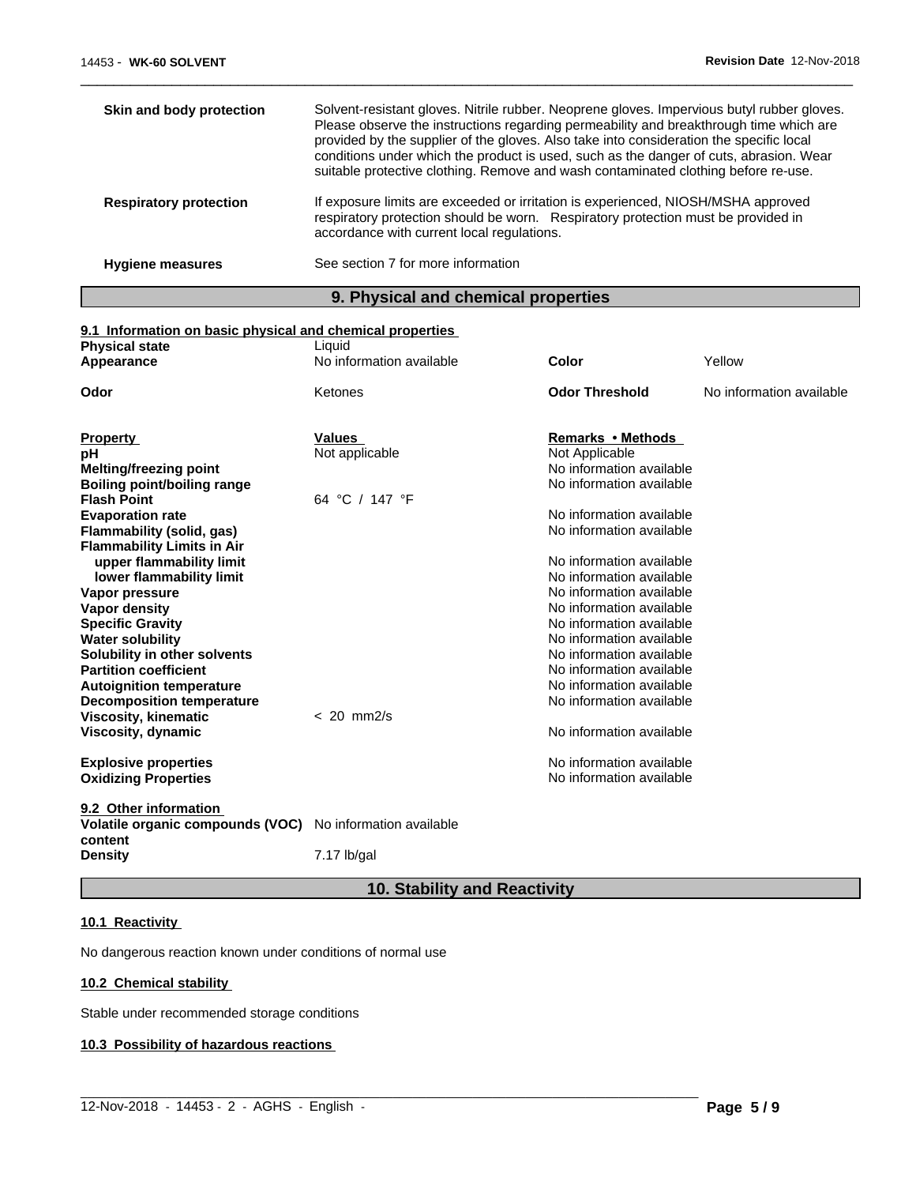| | |
|---|---|
| **Skin and body protection** | Solvent-resistant gloves. Nitrile rubber. Neoprene gloves. Impervious butyl rubber gloves. Please observe the instructions regarding permeability and breakthrough time which are provided by the supplier of the gloves. Also take into consideration the specific local conditions under which the product is used, such as the danger of cuts, abrasion. Wear suitable protective clothing. Remove and wash contaminated clothing before re-use. |
| **Respiratory protection** | If exposure limits are exceeded or irritation is experienced, NIOSH/MSHA approved respiratory protection should be worn. Respiratory protection must be provided in accordance with current local regulations. |
| **Hygiene measures** | See section 7 for more information |

## 9. Physical and chemical properties

### 9.1 Information on basic physical and chemical properties

| | | | |
|---|---|---|---|
| **Physical state** | Liquid | | |
| **Appearance** | No information available | **Color** | Yellow |
| **Odor** | Ketones | **Odor Threshold** | No information available |

| Property | Values | Remarks • Methods |
|---|---|---|
| **pH** | Not applicable | Not Applicable |
| **Melting/freezing point** | | No information available |
| **Boiling point/boiling range** | | No information available |
| **Flash Point** | 64 °C / 147 °F | |
| **Evaporation rate** | | No information available |
| **Flammability (solid, gas)** | | No information available |
| **Flammability Limits in Air** | | |
| **upper flammability limit** | | No information available |
| **lower flammability limit** | | No information available |
| **Vapor pressure** | | No information available |
| **Vapor density** | | No information available |
| **Specific Gravity** | | No information available |
| **Water solubility** | | No information available |
| **Solubility in other solvents** | | No information available |
| **Partition coefficient** | | No information available |
| **Autoignition temperature** | | No information available |
| **Decomposition temperature** | | No information available |
| **Viscosity, kinematic** | < 20 mm2/s | |
| **Viscosity, dynamic** | | No information available |
| **Explosive properties** | | No information available |
| **Oxidizing Properties** | | No information available |

### 9.2 Other information

| | |
|---|---|
| **Volatile organic compounds (VOC) content** | No information available |
| **Density** | 7.17 lb/gal |

## 10. Stability and Reactivity

### 10.1 Reactivity

No dangerous reaction known under conditions of normal use

### 10.2 Chemical stability

Stable under recommended storage conditions

### 10.3 Possibility of hazardous reactions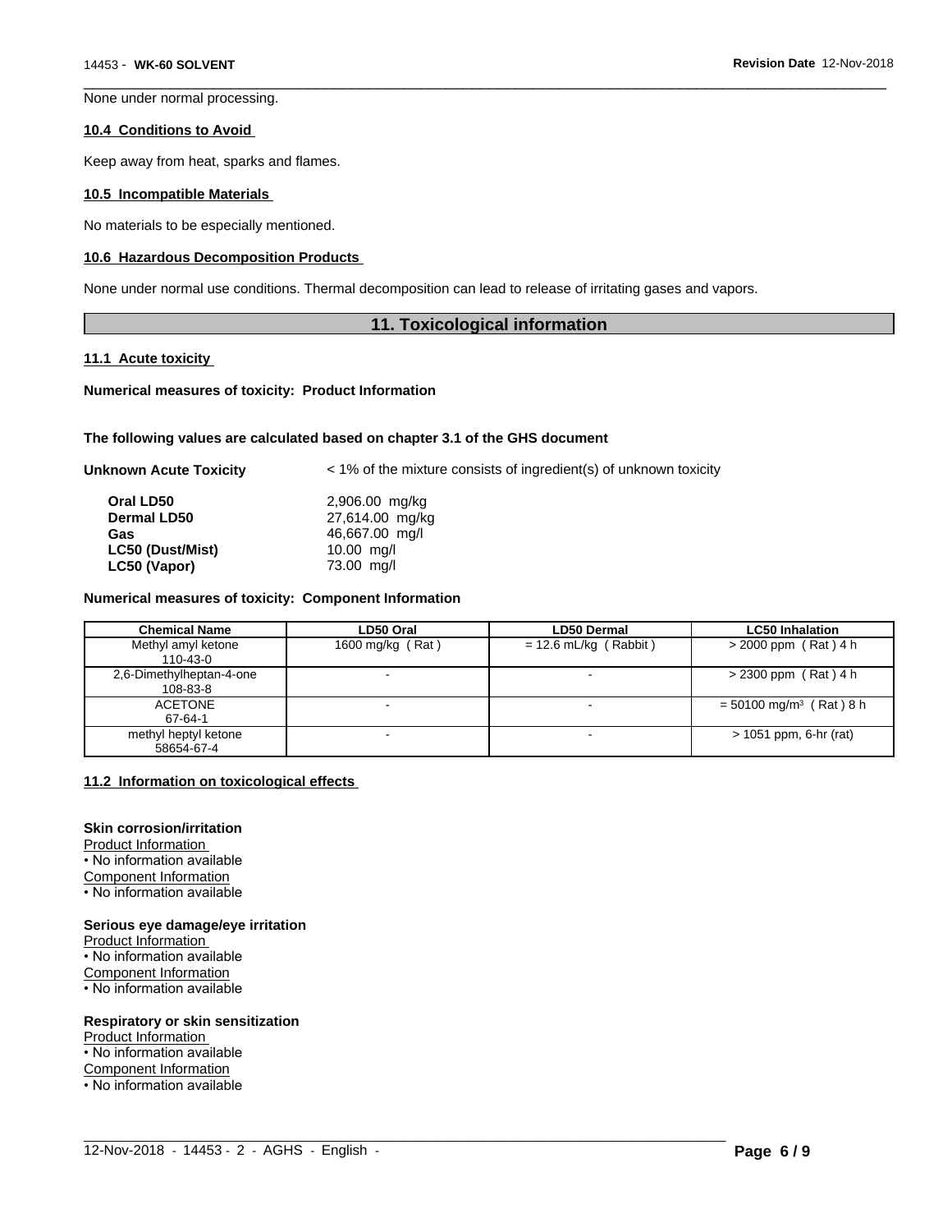None under normal processing.

### 10.4 Conditions to Avoid

Keep away from heat, sparks and flames.

### 10.5 Incompatible Materials

No materials to be especially mentioned.

### 10.6 Hazardous Decomposition Products

None under normal use conditions. Thermal decomposition can lead to release of irritating gases and vapors.

## 11. Toxicological information

### 11.1 Acute toxicity

**Numerical measures of toxicity: Product Information**

**The following values are calculated based on chapter 3.1 of the GHS document**

**Unknown Acute Toxicity** < 1% of the mixture consists of ingredient(s) of unknown toxicity

| | |
|---|---|
| **Oral LD50** | 2,906.00 mg/kg |
| **Dermal LD50** | 27,614.00 mg/kg |
| **Gas** | 46,667.00 mg/l |
| **LC50 (Dust/Mist)** | 10.00 mg/l |
| **LC50 (Vapor)** | 73.00 mg/l |

**Numerical measures of toxicity: Component Information**

| Chemical Name | LD50 Oral | LD50 Dermal | LC50 Inhalation |
|---|---|---|---|
| Methyl amyl ketone 110-43-0 | 1600 mg/kg ( Rat ) | = 12.6 mL/kg ( Rabbit ) | > 2000 ppm ( Rat ) 4 h |
| 2,6-Dimethylheptan-4-one 108-83-8 | - | - | > 2300 ppm ( Rat ) 4 h |
| ACETONE 67-64-1 | - | - | = 50100 mg/m³ ( Rat ) 8 h |
| methyl heptyl ketone 58654-67-4 | - | - | > 1051 ppm, 6-hr (rat) |

### 11.2 Information on toxicological effects

**Skin corrosion/irritation**

Product Information
- No information available

Component Information
- No information available

**Serious eye damage/eye irritation**

Product Information
- No information available

Component Information
- No information available

**Respiratory or skin sensitization**

Product Information
- No information available

Component Information
- No information available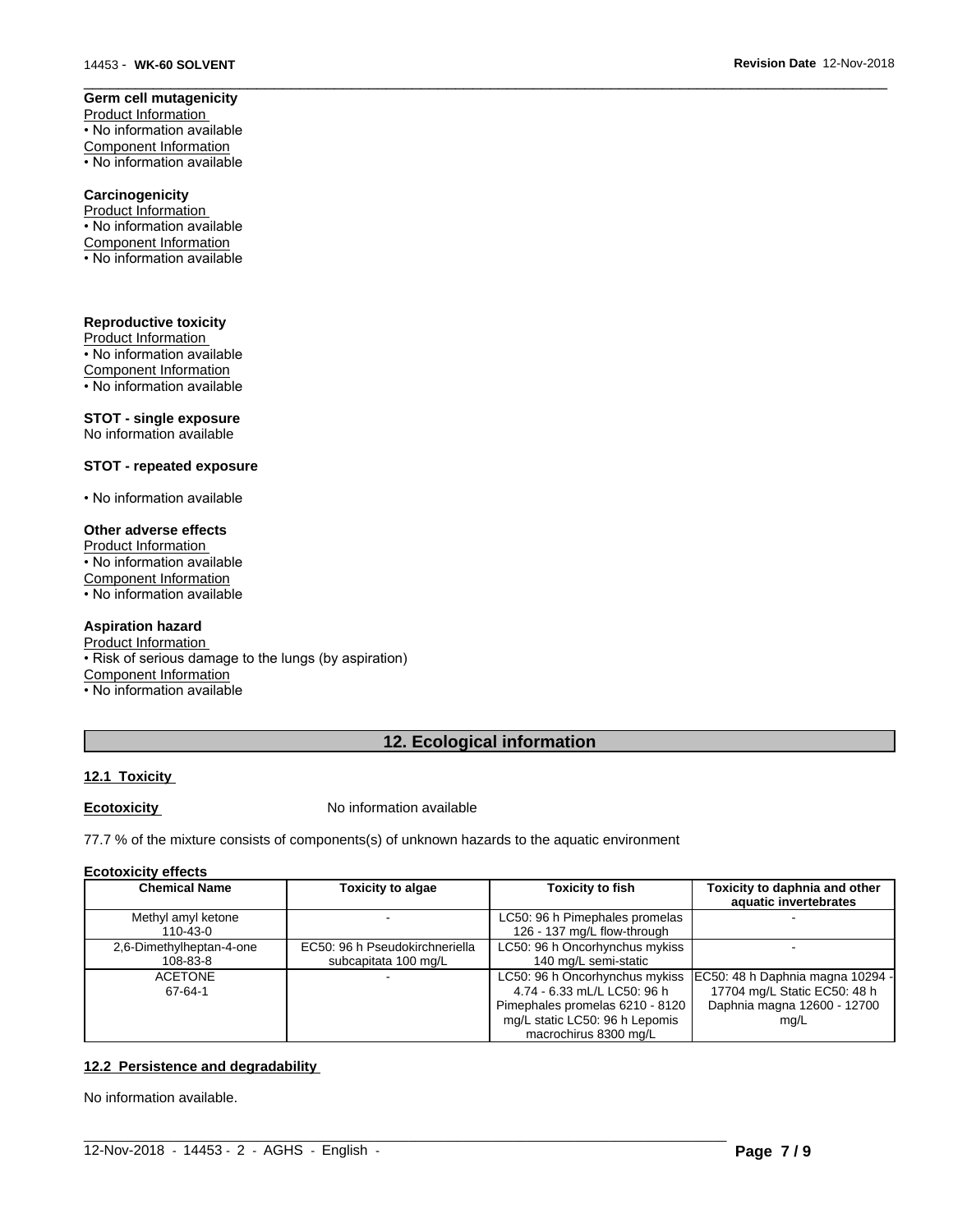**Germ cell mutagenicity**

Product Information

• No information available

Component Information

• No information available

**Carcinogenicity**

Product Information

• No information available

Component Information

• No information available

**Reproductive toxicity**

Product Information

• No information available

Component Information

• No information available

**STOT - single exposure**

No information available

**STOT - repeated exposure**

• No information available

**Other adverse effects**

Product Information

• No information available

Component Information

• No information available

**Aspiration hazard**

Product Information

• Risk of serious damage to the lungs (by aspiration)

Component Information

• No information available

## 12. Ecological information

### 12.1 Toxicity

**Ecotoxicity** No information available

77.7 % of the mixture consists of components(s) of unknown hazards to the aquatic environment

**Ecotoxicity effects**

| Chemical Name | Toxicity to algae | Toxicity to fish | Toxicity to daphnia and other aquatic invertebrates |
|---|---|---|---|
| Methyl amyl ketone 110-43-0 | - | LC50: 96 h Pimephales promelas 126 - 137 mg/L flow-through | - |
| 2,6-Dimethylheptan-4-one 108-83-8 | EC50: 96 h Pseudokirchneriella subcapitata 100 mg/L | LC50: 96 h Oncorhynchus mykiss 140 mg/L semi-static | - |
| ACETONE 67-64-1 | - | LC50: 96 h Oncorhynchus mykiss 4.74 - 6.33 mL/L LC50: 96 h Pimephales promelas 6210 - 8120 mg/L static LC50: 96 h Lepomis macrochirus 8300 mg/L | EC50: 48 h Daphnia magna 10294 - 17704 mg/L Static EC50: 48 h Daphnia magna 12600 - 12700 mg/L |

### 12.2 Persistence and degradability

No information available.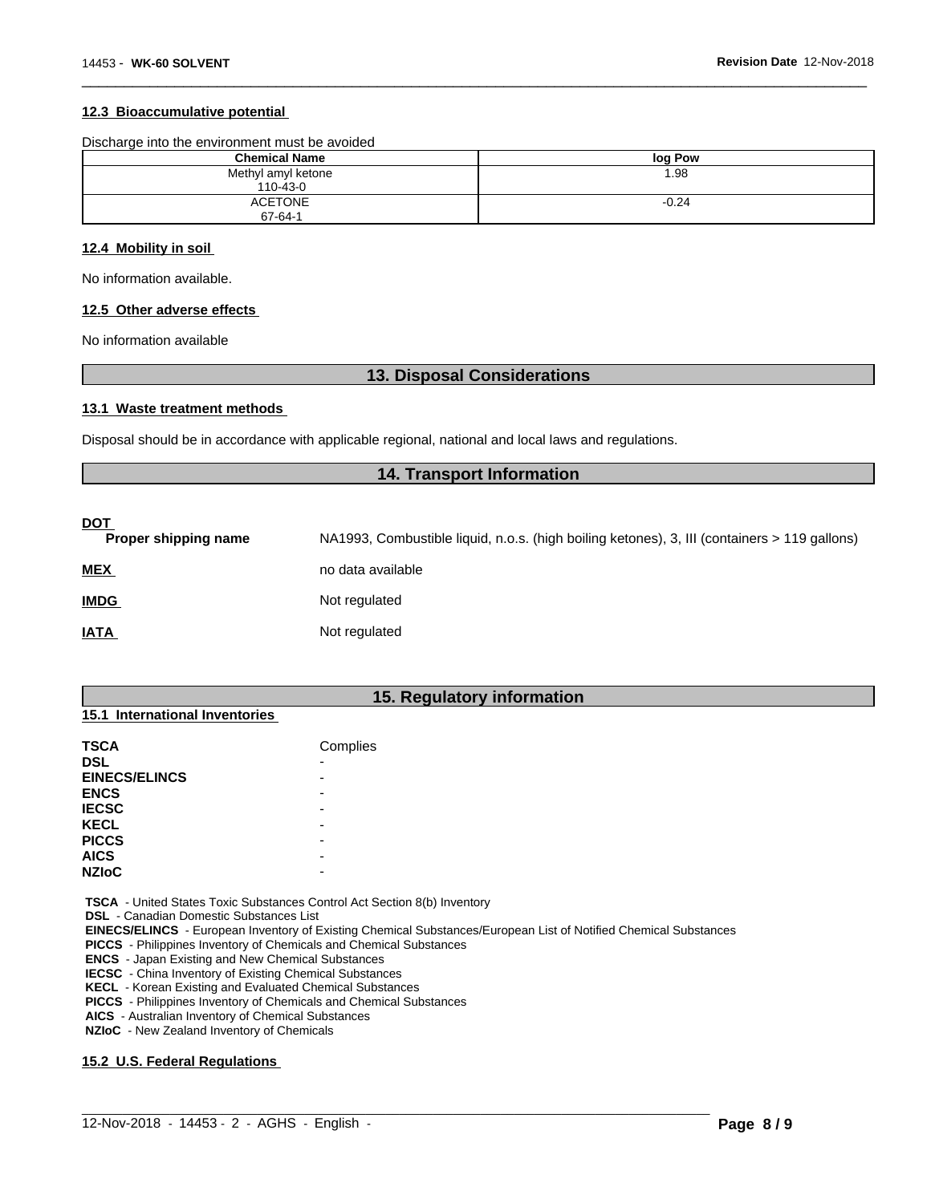### 12.3 Bioaccumulative potential

Discharge into the environment must be avoided

| Chemical Name | log Pow |
|---|---|
| Methyl amyl ketone<br>110-43-0 | 1.98 |
| ACETONE<br>67-64-1 | -0.24 |

### 12.4 Mobility in soil

No information available.

### 12.5 Other adverse effects

No information available

## 13. Disposal Considerations

### 13.1 Waste treatment methods

Disposal should be in accordance with applicable regional, national and local laws and regulations.

## 14. Transport Information

**DOT**

| | |
|---|---|
| **Proper shipping name** | NA1993, Combustible liquid, n.o.s. (high boiling ketones), 3, III (containers > 119 gallons) |
| **MEX** | no data available |
| **IMDG** | Not regulated |
| **IATA** | Not regulated |

## 15. Regulatory information

### 15.1 International Inventories

| | |
|---|---|
| **TSCA** | Complies |
| **DSL** | - |
| **EINECS/ELINCS** | - |
| **ENCS** | - |
| **IECSC** | - |
| **KECL** | - |
| **PICCS** | - |
| **AICS** | - |
| **NZIoC** | - |

**TSCA** - United States Toxic Substances Control Act Section 8(b) Inventory
**DSL** - Canadian Domestic Substances List
**EINECS/ELINCS** - European Inventory of Existing Chemical Substances/European List of Notified Chemical Substances
**PICCS** - Philippines Inventory of Chemicals and Chemical Substances
**ENCS** - Japan Existing and New Chemical Substances
**IECSC** - China Inventory of Existing Chemical Substances
**KECL** - Korean Existing and Evaluated Chemical Substances
**PICCS** - Philippines Inventory of Chemicals and Chemical Substances
**AICS** - Australian Inventory of Chemical Substances
**NZIoC** - New Zealand Inventory of Chemicals

### 15.2 U.S. Federal Regulations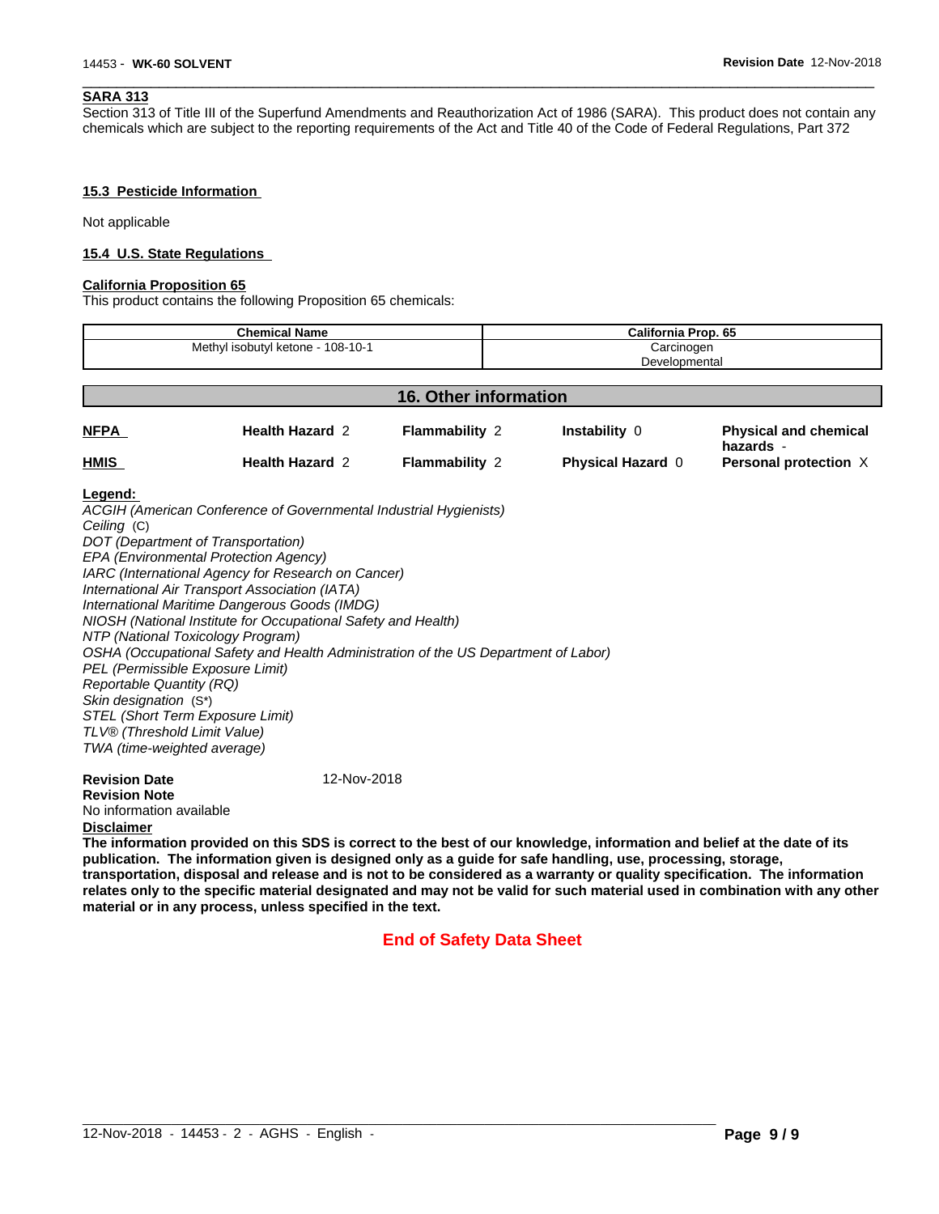#### SARA 313

Section 313 of Title III of the Superfund Amendments and Reauthorization Act of 1986 (SARA). This product does not contain any chemicals which are subject to the reporting requirements of the Act and Title 40 of the Code of Federal Regulations, Part 372

### 15.3 Pesticide Information

Not applicable

### 15.4 U.S. State Regulations

#### California Proposition 65

This product contains the following Proposition 65 chemicals:

| Chemical Name | California Prop. 65 |
| --- | --- |
| Methyl isobutyl ketone - 108-10-1 | Carcinogen<br>Developmental |

## 16. Other information

| | | | | |
| --- | --- | --- | --- | --- |
| **NFPA** | **Health Hazard** 2 | **Flammability** 2 | **Instability** 0 | **Physical and chemical hazards** - |
| **HMIS** | **Health Hazard** 2 | **Flammability** 2 | **Physical Hazard** 0 | **Personal protection** X |

**Legend:**

*ACGIH (American Conference of Governmental Industrial Hygienists)*
*Ceiling* (C)
*DOT (Department of Transportation)*
*EPA (Environmental Protection Agency)*
*IARC (International Agency for Research on Cancer)*
*International Air Transport Association (IATA)*
*International Maritime Dangerous Goods (IMDG)*
*NIOSH (National Institute for Occupational Safety and Health)*
*NTP (National Toxicology Program)*
*OSHA (Occupational Safety and Health Administration of the US Department of Labor)*
*PEL (Permissible Exposure Limit)*
*Reportable Quantity (RQ)*
*Skin designation* (S*)
*STEL (Short Term Exposure Limit)*
*TLV® (Threshold Limit Value)*
*TWA (time-weighted average)*

**Revision Date** 12-Nov-2018
**Revision Note**
No information available

**Disclaimer**

**The information provided on this SDS is correct to the best of our knowledge, information and belief at the date of its publication. The information given is designed only as a guide for safe handling, use, processing, storage, transportation, disposal and release and is not to be considered as a warranty or quality specification. The information relates only to the specific material designated and may not be valid for such material used in combination with any other material or in any process, unless specified in the text.**

**End of Safety Data Sheet**